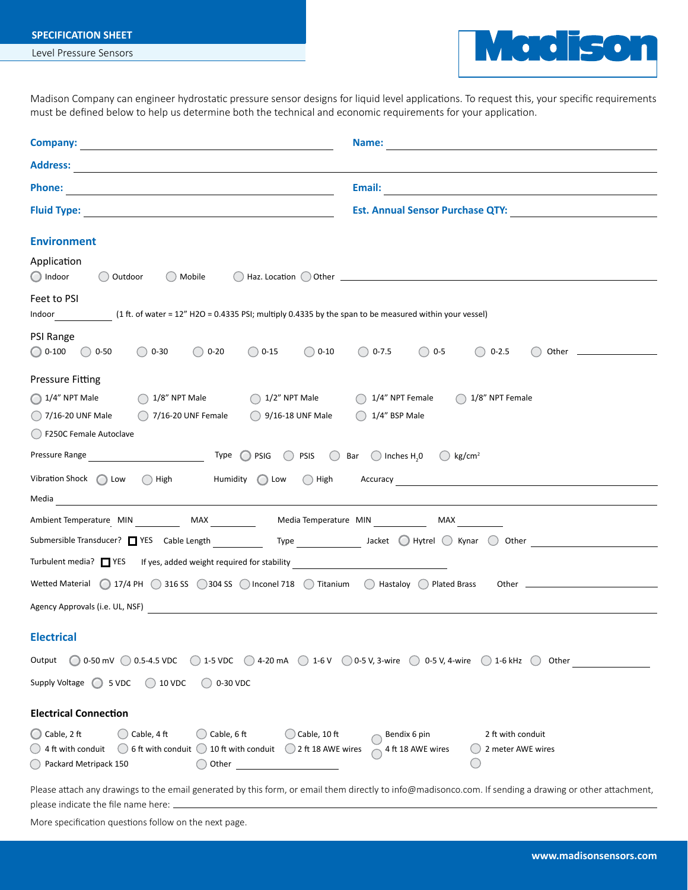**SPECIFICATION SHEET**

Level Pressure Sensors

Madison

Madison Company can engineer hydrostatic pressure sensor designs for liquid level applications. To request this, your specific requirements must be defined below to help us determine both the technical and economic requirements for your application.

**Company:** ______________________ **Name:** ______________________

**Address:** ______________________

**Phone:** ______________________ **Email:** ______________________

**Fluid Type:** ______________________ **Est. Annual Sensor Purchase QTY:** ______________________

## Environment

### Application

○ Indoor ○ Outdoor ○ Mobile ○ Haz. Location ○ Other ______________________

### Feet to PSI

Indoor __________ (1 ft. of water = 12" H2O = 0.4335 PSI; multiply 0.4335 by the span to be measured within your vessel)

### PSI Range

○ 0-100 ○ 0-50 ○ 0-30 ○ 0-20 ○ 0-15 ○ 0-10 ○ 0-7.5 ○ 0-5 ○ 0-2.5 ○ Other __________

### Pressure Fitting

○ 1/4" NPT Male ○ 1/8" NPT Male ○ 1/2" NPT Male ○ 1/4" NPT Female ○ 1/8" NPT Female
○ 7/16-20 UNF Male ○ 7/16-20 UNF Female ○ 9/16-18 UNF Male ○ 1/4" BSP Male
○ F250C Female Autoclave

Pressure Range __________ Type ○ PSIG ○ PSIS ○ Bar ○ Inches $H_2O$ ○ $kg/cm^2$

Vibration Shock ○ Low ○ High Humidity ○ Low ○ High Accuracy __________

Media ______________________

Ambient Temperature MIN ________ MAX ________ Media Temperature MIN ________ MAX ________

Submersible Transducer? ☐ YES Cable Length ________ Type ________ Jacket ○ Hytrel ○ Kynar ○ Other ________

Turbulent media? ☐ YES If yes, added weight required for stability ______________________

Wetted Material ○ 17/4 PH ○ 316 SS ○ 304 SS ○ Inconel 718 ○ Titanium ○ Hastaloy ○ Plated Brass Other __________

Agency Approvals (i.e. UL, NSF) ______________________

## Electrical

Output ○ 0-50 mV ○ 0.5-4.5 VDC ○ 1-5 VDC ○ 4-20 mA ○ 1-6 V ○ 0-5 V, 3-wire ○ 0-5 V, 4-wire ○ 1-6 kHz ○ Other __________

Supply Voltage ○ 5 VDC ○ 10 VDC ○ 0-30 VDC

### Electrical Connection

○ Cable, 2 ft ○ Cable, 4 ft ○ Cable, 6 ft ○ Cable, 10 ft ○ Bendix 6 pin ○ 2 ft with conduit
○ 4 ft with conduit ○ 6 ft with conduit ○ 10 ft with conduit ○ 2 ft 18 AWE wires ○ 4 ft 18 AWE wires ○ 2 meter AWE wires
○ Packard Metripack 150 ○ Other __________ ○

Please attach any drawings to the email generated by this form, or email them directly to info@madisonco.com. If sending a drawing or other attachment, please indicate the file name here: ______________________

More specification questions follow on the next page.

www.madisonsensors.com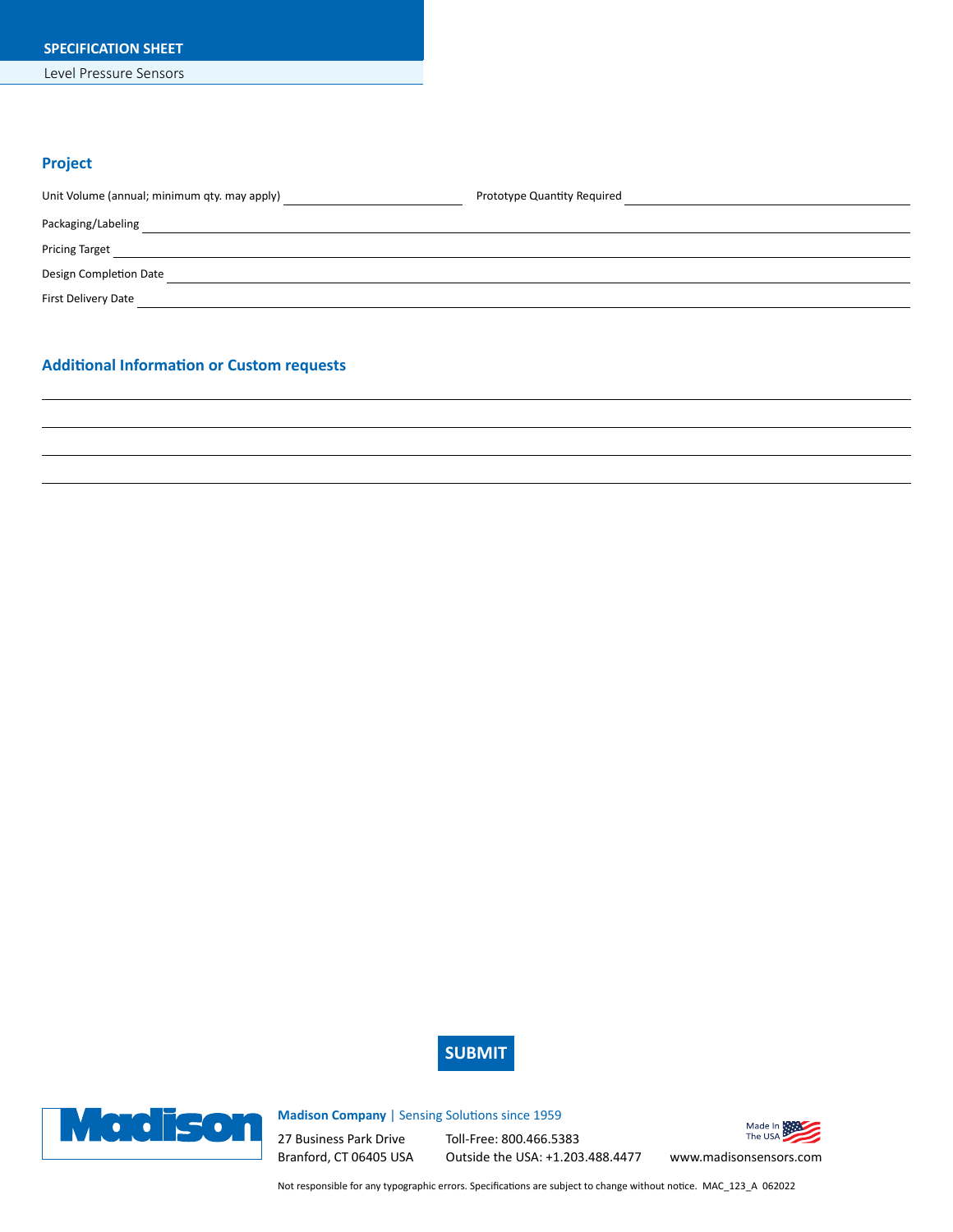SPECIFICATION SHEET

Level Pressure Sensors

## Project

Unit Volume (annual; minimum qty. may apply) ____________________ Prototype Quantity Required ____________________

Packaging/Labeling ____________________

Pricing Target ____________________

Design Completion Date ____________________

First Delivery Date ____________________

## Additional Information or Custom requests

____________________

____________________

____________________

____________________

**SUBMIT**

Madison

**Madison Company** | Sensing Solutions since 1959

27 Business Park Drive
Branford, CT 06405 USA

Toll-Free: 800.466.5383
Outside the USA: +1.203.488.4477

Made In The USA

www.madisonsensors.com

Not responsible for any typographic errors. Specifications are subject to change without notice. MAC_123_A 062022